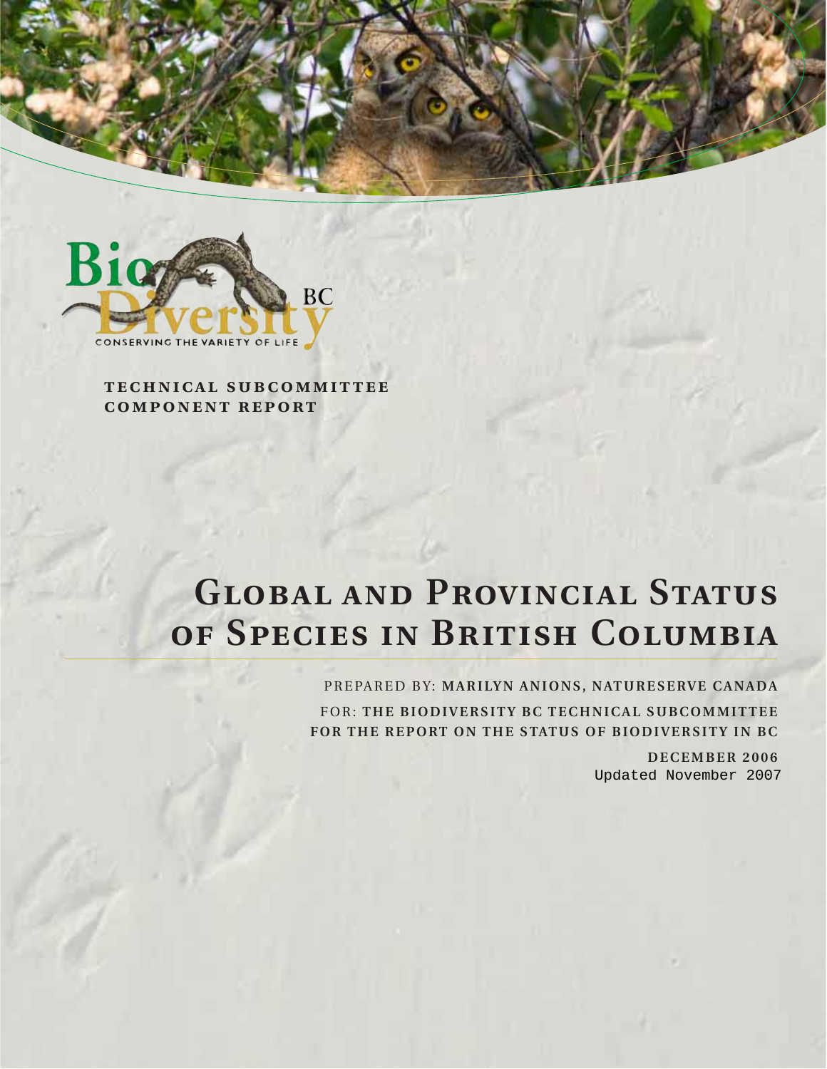BioDiversity BC

CONSERVING THE VARIETY OF LIFE

**TECHNICAL SUBCOMMITTEE COMPONENT REPORT**

# Global and Provincial Status of Species in British Columbia

PREPARED BY: **MARILYN ANIONS, NATURESERVE CANADA**

FOR: **THE BIODIVERSITY BC TECHNICAL SUBCOMMITTEE FOR THE REPORT ON THE STATUS OF BIODIVERSITY IN BC**

**DECEMBER 2006**

Updated November 2007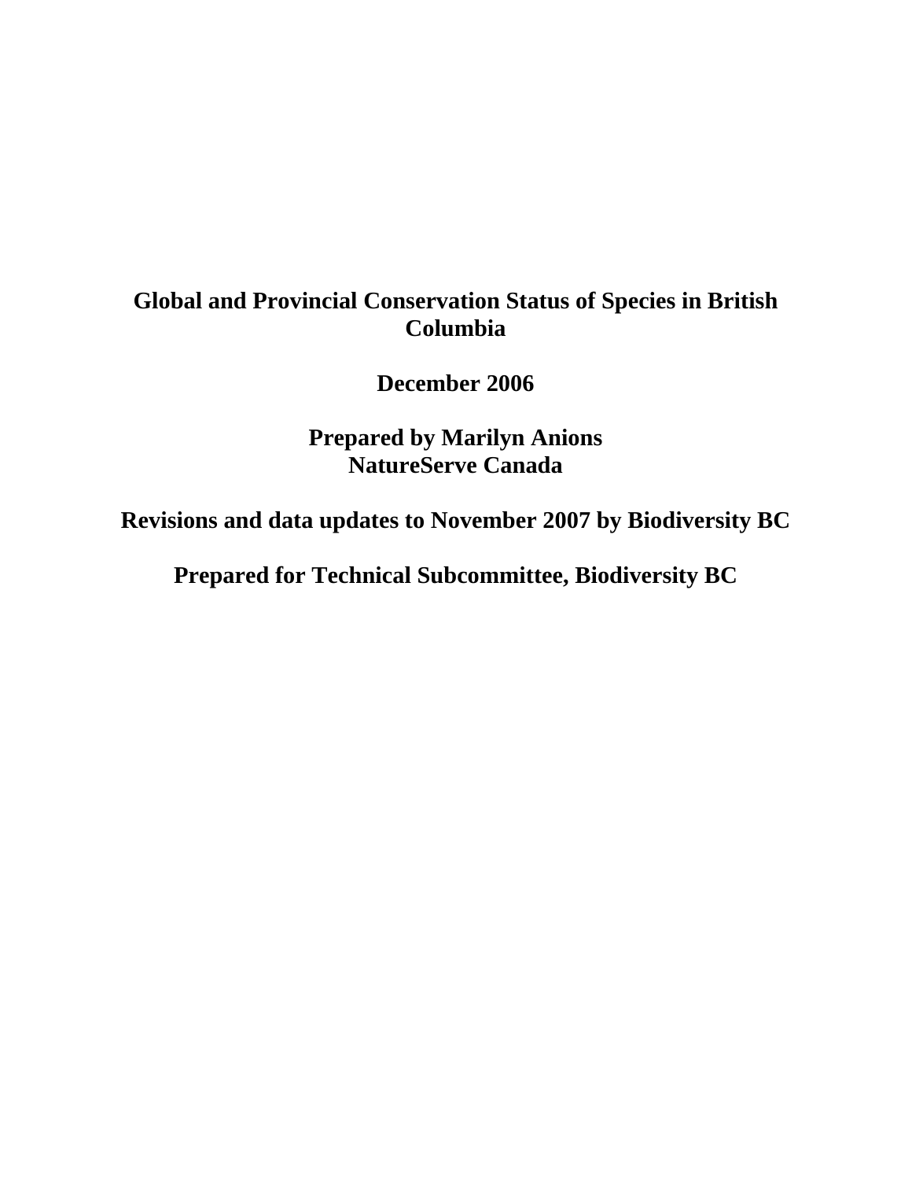# Global and Provincial Conservation Status of Species in British Columbia

**December 2006**

**Prepared by Marilyn Anions**
**NatureServe Canada**

**Revisions and data updates to November 2007 by Biodiversity BC**

**Prepared for Technical Subcommittee, Biodiversity BC**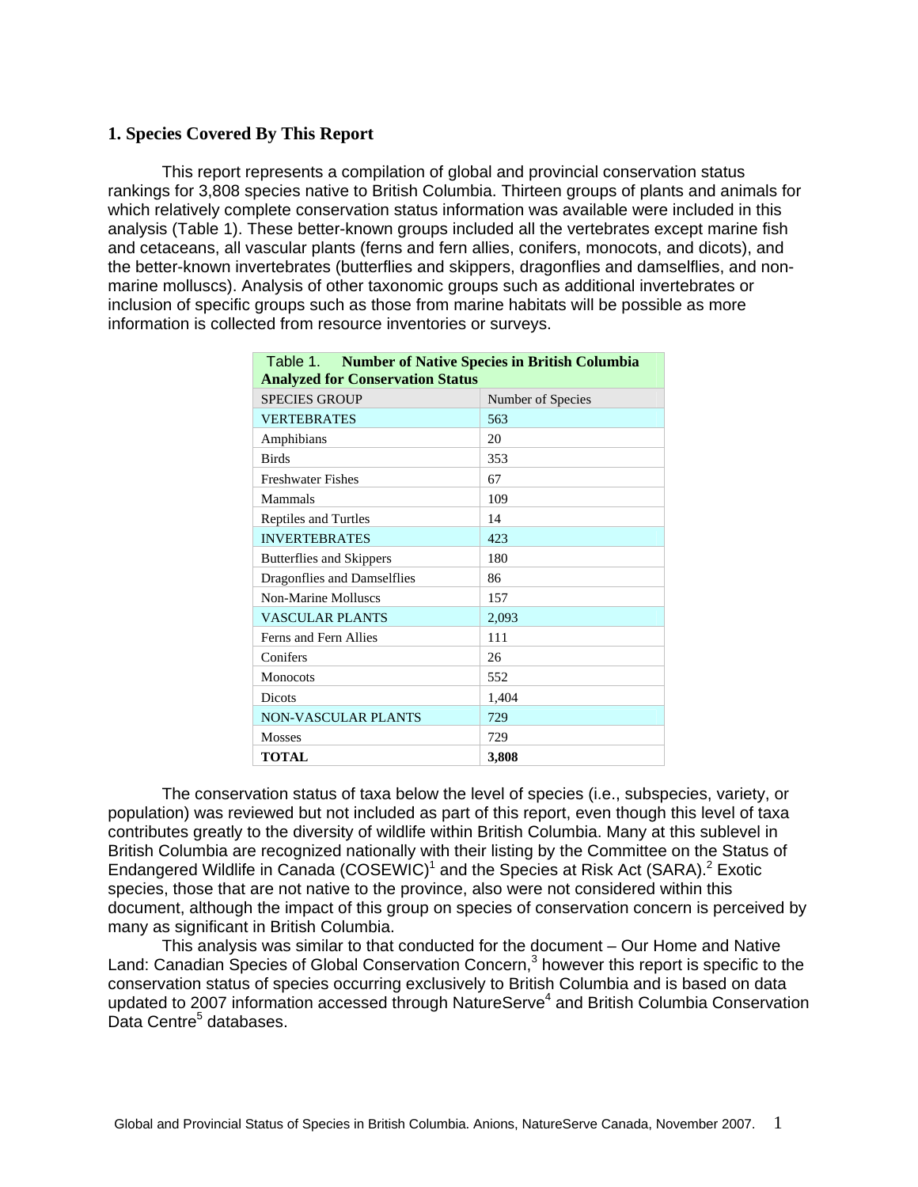## 1. Species Covered By This Report

This report represents a compilation of global and provincial conservation status rankings for 3,808 species native to British Columbia. Thirteen groups of plants and animals for which relatively complete conservation status information was available were included in this analysis (Table 1). These better-known groups included all the vertebrates except marine fish and cetaceans, all vascular plants (ferns and fern allies, conifers, monocots, and dicots), and the better-known invertebrates (butterflies and skippers, dragonflies and damselflies, and non-marine molluscs). Analysis of other taxonomic groups such as additional invertebrates or inclusion of specific groups such as those from marine habitats will be possible as more information is collected from resource inventories or surveys.

Table 1. **Number of Native Species in British Columbia Analyzed for Conservation Status**

| SPECIES GROUP | Number of Species |
|---|---|
| VERTEBRATES | 563 |
| Amphibians | 20 |
| Birds | 353 |
| Freshwater Fishes | 67 |
| Mammals | 109 |
| Reptiles and Turtles | 14 |
| INVERTEBRATES | 423 |
| Butterflies and Skippers | 180 |
| Dragonflies and Damselflies | 86 |
| Non-Marine Molluscs | 157 |
| VASCULAR PLANTS | 2,093 |
| Ferns and Fern Allies | 111 |
| Conifers | 26 |
| Monocots | 552 |
| Dicots | 1,404 |
| NON-VASCULAR PLANTS | 729 |
| Mosses | 729 |
| **TOTAL** | **3,808** |

The conservation status of taxa below the level of species (i.e., subspecies, variety, or population) was reviewed but not included as part of this report, even though this level of taxa contributes greatly to the diversity of wildlife within British Columbia. Many at this sublevel in British Columbia are recognized nationally with their listing by the Committee on the Status of Endangered Wildlife in Canada (COSEWIC)[1] and the Species at Risk Act (SARA).[2] Exotic species, those that are not native to the province, also were not considered within this document, although the impact of this group on species of conservation concern is perceived by many as significant in British Columbia.

This analysis was similar to that conducted for the document – Our Home and Native Land: Canadian Species of Global Conservation Concern,[3] however this report is specific to the conservation status of species occurring exclusively to British Columbia and is based on data updated to 2007 information accessed through NatureServe[4] and British Columbia Conservation Data Centre[5] databases.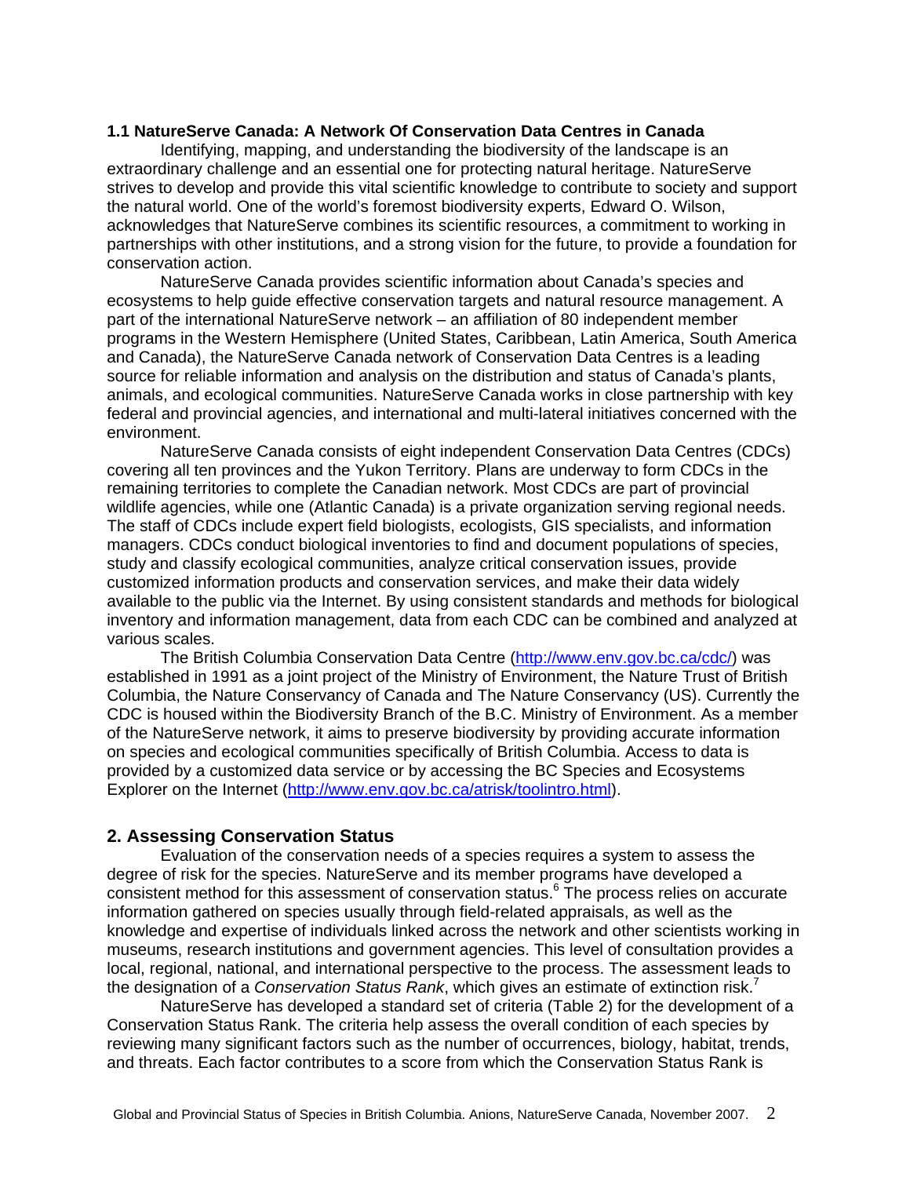### 1.1 NatureServe Canada: A Network Of Conservation Data Centres in Canada

Identifying, mapping, and understanding the biodiversity of the landscape is an extraordinary challenge and an essential one for protecting natural heritage. NatureServe strives to develop and provide this vital scientific knowledge to contribute to society and support the natural world. One of the world's foremost biodiversity experts, Edward O. Wilson, acknowledges that NatureServe combines its scientific resources, a commitment to working in partnerships with other institutions, and a strong vision for the future, to provide a foundation for conservation action.

NatureServe Canada provides scientific information about Canada's species and ecosystems to help guide effective conservation targets and natural resource management. A part of the international NatureServe network – an affiliation of 80 independent member programs in the Western Hemisphere (United States, Caribbean, Latin America, South America and Canada), the NatureServe Canada network of Conservation Data Centres is a leading source for reliable information and analysis on the distribution and status of Canada's plants, animals, and ecological communities. NatureServe Canada works in close partnership with key federal and provincial agencies, and international and multi-lateral initiatives concerned with the environment.

NatureServe Canada consists of eight independent Conservation Data Centres (CDCs) covering all ten provinces and the Yukon Territory. Plans are underway to form CDCs in the remaining territories to complete the Canadian network. Most CDCs are part of provincial wildlife agencies, while one (Atlantic Canada) is a private organization serving regional needs. The staff of CDCs include expert field biologists, ecologists, GIS specialists, and information managers. CDCs conduct biological inventories to find and document populations of species, study and classify ecological communities, analyze critical conservation issues, provide customized information products and conservation services, and make their data widely available to the public via the Internet. By using consistent standards and methods for biological inventory and information management, data from each CDC can be combined and analyzed at various scales.

The British Columbia Conservation Data Centre (http://www.env.gov.bc.ca/cdc/) was established in 1991 as a joint project of the Ministry of Environment, the Nature Trust of British Columbia, the Nature Conservancy of Canada and The Nature Conservancy (US). Currently the CDC is housed within the Biodiversity Branch of the B.C. Ministry of Environment. As a member of the NatureServe network, it aims to preserve biodiversity by providing accurate information on species and ecological communities specifically of British Columbia. Access to data is provided by a customized data service or by accessing the BC Species and Ecosystems Explorer on the Internet (http://www.env.gov.bc.ca/atrisk/toolintro.html).

## 2. Assessing Conservation Status

Evaluation of the conservation needs of a species requires a system to assess the degree of risk for the species. NatureServe and its member programs have developed a consistent method for this assessment of conservation status.[6] The process relies on accurate information gathered on species usually through field-related appraisals, as well as the knowledge and expertise of individuals linked across the network and other scientists working in museums, research institutions and government agencies. This level of consultation provides a local, regional, national, and international perspective to the process. The assessment leads to the designation of a *Conservation Status Rank*, which gives an estimate of extinction risk.[7]

NatureServe has developed a standard set of criteria (Table 2) for the development of a Conservation Status Rank. The criteria help assess the overall condition of each species by reviewing many significant factors such as the number of occurrences, biology, habitat, trends, and threats. Each factor contributes to a score from which the Conservation Status Rank is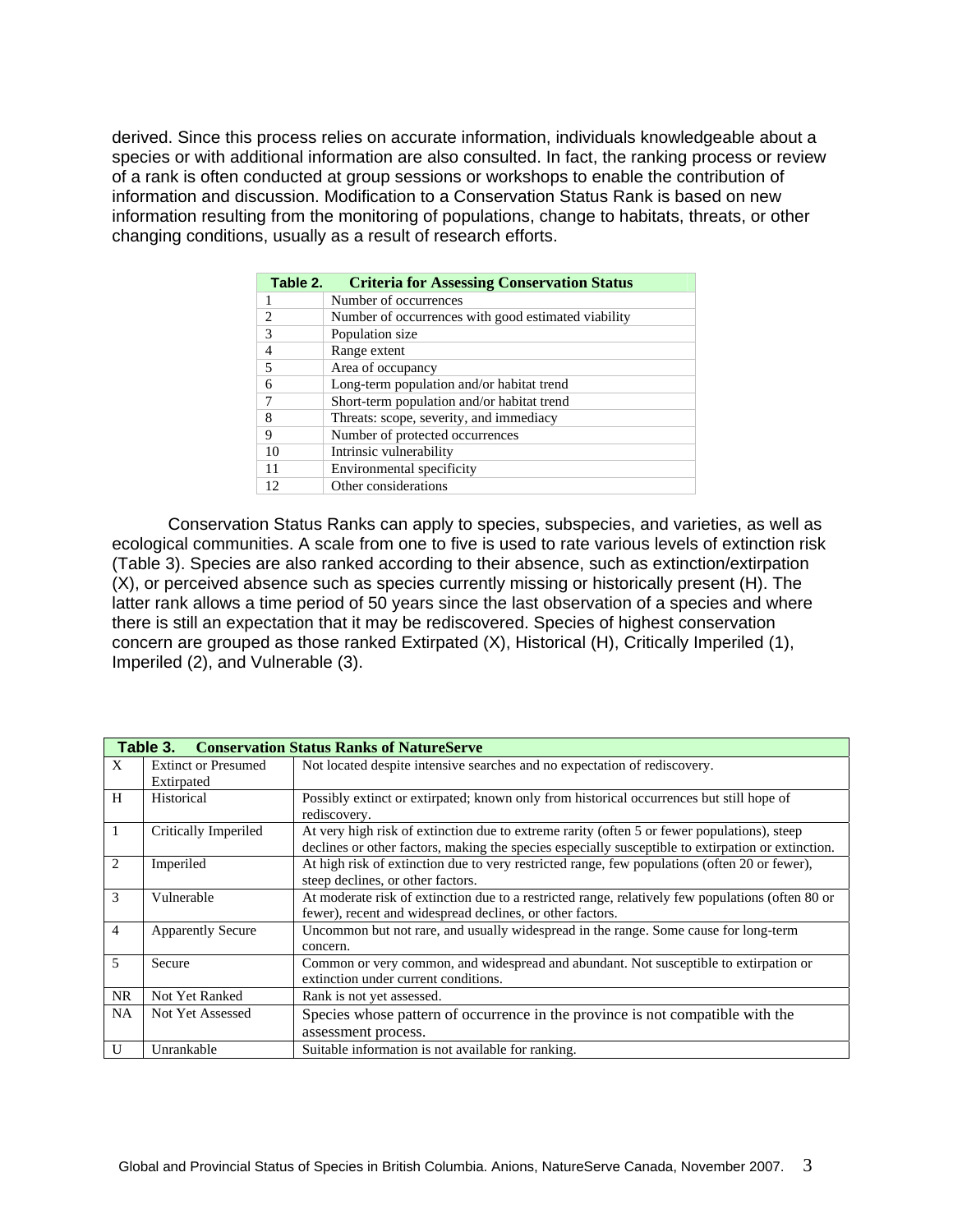derived. Since this process relies on accurate information, individuals knowledgeable about a species or with additional information are also consulted. In fact, the ranking process or review of a rank is often conducted at group sessions or workshops to enable the contribution of information and discussion. Modification to a Conservation Status Rank is based on new information resulting from the monitoring of populations, change to habitats, threats, or other changing conditions, usually as a result of research efforts.

| Table 2. | Criteria for Assessing Conservation Status |
|---|---|
| 1 | Number of occurrences |
| 2 | Number of occurrences with good estimated viability |
| 3 | Population size |
| 4 | Range extent |
| 5 | Area of occupancy |
| 6 | Long-term population and/or habitat trend |
| 7 | Short-term population and/or habitat trend |
| 8 | Threats: scope, severity, and immediacy |
| 9 | Number of protected occurrences |
| 10 | Intrinsic vulnerability |
| 11 | Environmental specificity |
| 12 | Other considerations |

Conservation Status Ranks can apply to species, subspecies, and varieties, as well as ecological communities. A scale from one to five is used to rate various levels of extinction risk (Table 3). Species are also ranked according to their absence, such as extinction/extirpation (X), or perceived absence such as species currently missing or historically present (H). The latter rank allows a time period of 50 years since the last observation of a species and where there is still an expectation that it may be rediscovered. Species of highest conservation concern are grouped as those ranked Extirpated (X), Historical (H), Critically Imperiled (1), Imperiled (2), and Vulnerable (3).

| Table 3. | Conservation Status Ranks of NatureServe | |
|---|---|---|
| X | Extinct or Presumed Extirpated | Not located despite intensive searches and no expectation of rediscovery. |
| H | Historical | Possibly extinct or extirpated; known only from historical occurrences but still hope of rediscovery. |
| 1 | Critically Imperiled | At very high risk of extinction due to extreme rarity (often 5 or fewer populations), steep declines or other factors, making the species especially susceptible to extirpation or extinction. |
| 2 | Imperiled | At high risk of extinction due to very restricted range, few populations (often 20 or fewer), steep declines, or other factors. |
| 3 | Vulnerable | At moderate risk of extinction due to a restricted range, relatively few populations (often 80 or fewer), recent and widespread declines, or other factors. |
| 4 | Apparently Secure | Uncommon but not rare, and usually widespread in the range. Some cause for long-term concern. |
| 5 | Secure | Common or very common, and widespread and abundant. Not susceptible to extirpation or extinction under current conditions. |
| NR | Not Yet Ranked | Rank is not yet assessed. |
| NA | Not Yet Assessed | Species whose pattern of occurrence in the province is not compatible with the assessment process. |
| U | Unrankable | Suitable information is not available for ranking. |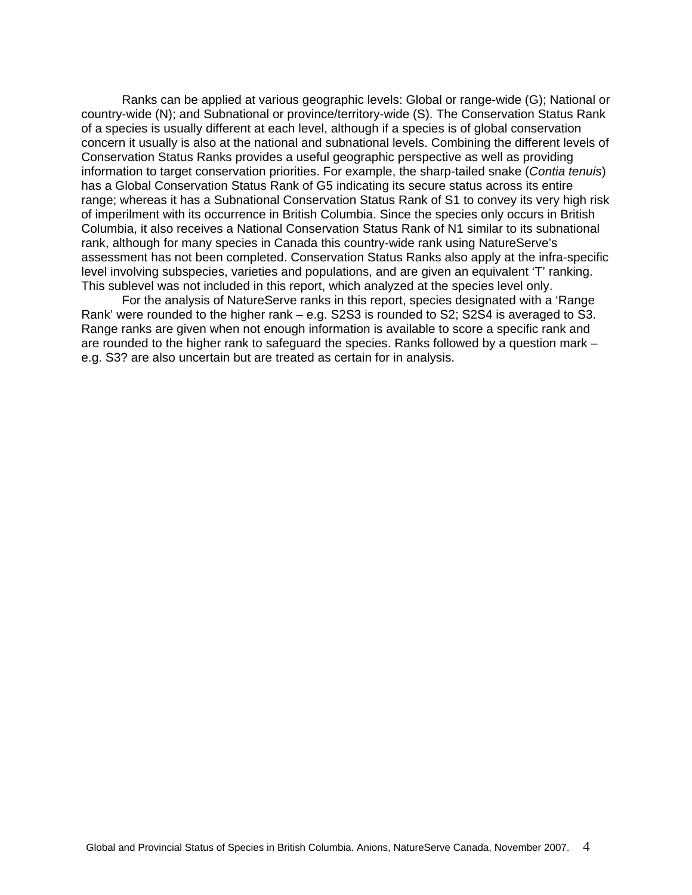Ranks can be applied at various geographic levels: Global or range-wide (G); National or country-wide (N); and Subnational or province/territory-wide (S). The Conservation Status Rank of a species is usually different at each level, although if a species is of global conservation concern it usually is also at the national and subnational levels. Combining the different levels of Conservation Status Ranks provides a useful geographic perspective as well as providing information to target conservation priorities. For example, the sharp-tailed snake (*Contia tenuis*) has a Global Conservation Status Rank of G5 indicating its secure status across its entire range; whereas it has a Subnational Conservation Status Rank of S1 to convey its very high risk of imperilment with its occurrence in British Columbia. Since the species only occurs in British Columbia, it also receives a National Conservation Status Rank of N1 similar to its subnational rank, although for many species in Canada this country-wide rank using NatureServe's assessment has not been completed. Conservation Status Ranks also apply at the infra-specific level involving subspecies, varieties and populations, and are given an equivalent 'T' ranking. This sublevel was not included in this report, which analyzed at the species level only.

For the analysis of NatureServe ranks in this report, species designated with a 'Range Rank' were rounded to the higher rank – e.g. S2S3 is rounded to S2; S2S4 is averaged to S3. Range ranks are given when not enough information is available to score a specific rank and are rounded to the higher rank to safeguard the species. Ranks followed by a question mark – e.g. S3? are also uncertain but are treated as certain for in analysis.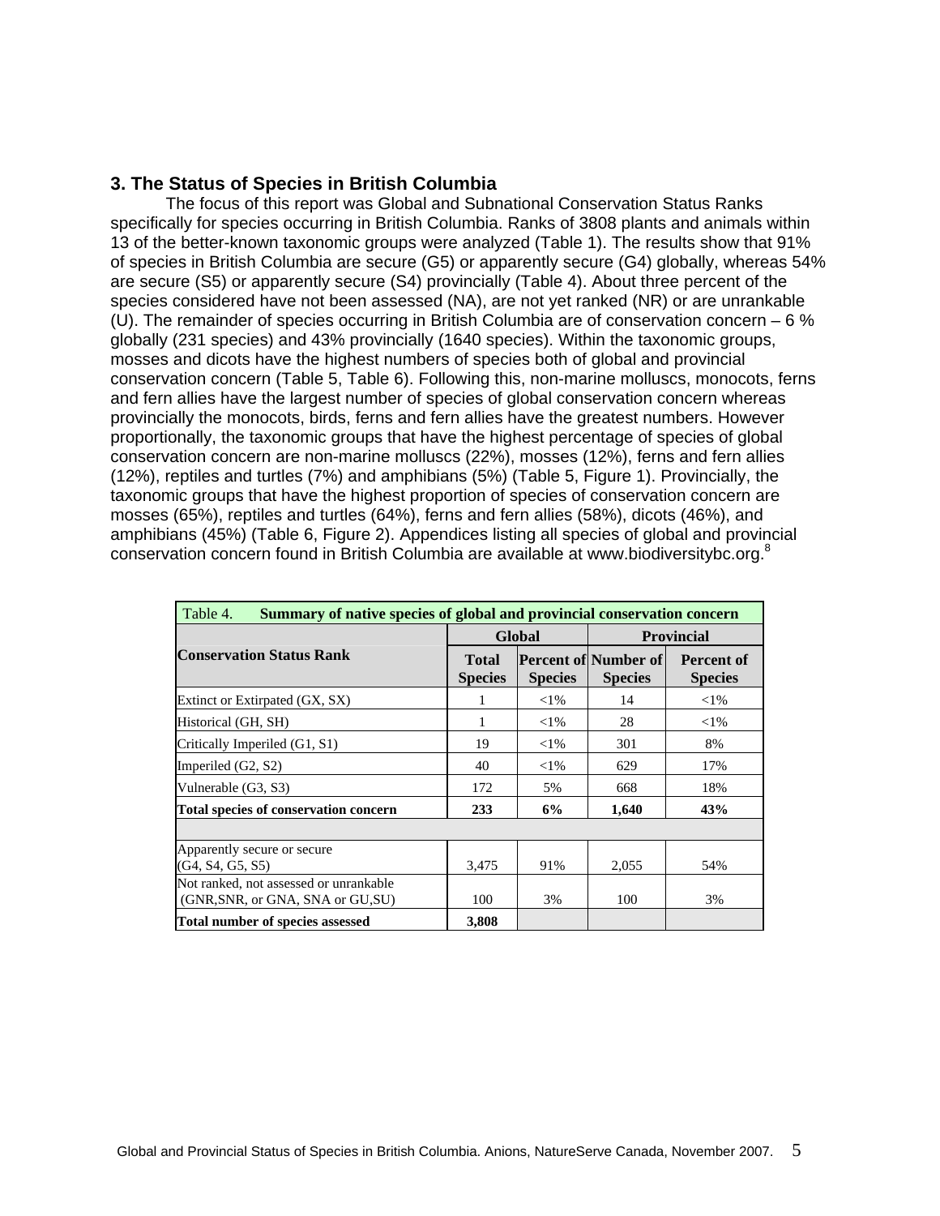## 3. The Status of Species in British Columbia

The focus of this report was Global and Subnational Conservation Status Ranks specifically for species occurring in British Columbia. Ranks of 3808 plants and animals within 13 of the better-known taxonomic groups were analyzed (Table 1). The results show that 91% of species in British Columbia are secure (G5) or apparently secure (G4) globally, whereas 54% are secure (S5) or apparently secure (S4) provincially (Table 4). About three percent of the species considered have not been assessed (NA), are not yet ranked (NR) or are unrankable (U). The remainder of species occurring in British Columbia are of conservation concern – 6 % globally (231 species) and 43% provincially (1640 species). Within the taxonomic groups, mosses and dicots have the highest numbers of species both of global and provincial conservation concern (Table 5, Table 6). Following this, non-marine molluscs, monocots, ferns and fern allies have the largest number of species of global conservation concern whereas provincially the monocots, birds, ferns and fern allies have the greatest numbers. However proportionally, the taxonomic groups that have the highest percentage of species of global conservation concern are non-marine molluscs (22%), mosses (12%), ferns and fern allies (12%), reptiles and turtles (7%) and amphibians (5%) (Table 5, Figure 1). Provincially, the taxonomic groups that have the highest proportion of species of conservation concern are mosses (65%), reptiles and turtles (64%), ferns and fern allies (58%), dicots (46%), and amphibians (45%) (Table 6, Figure 2). Appendices listing all species of global and provincial conservation concern found in British Columbia are available at www.biodiversitybc.org.[8]

Table 4. **Summary of native species of global and provincial conservation concern**

| Conservation Status Rank | Global | | Provincial | |
|---|---|---|---|---|
| | **Total Species** | **Percent of Species** | **Number of Species** | **Percent of Species** |
| Extinct or Extirpated (GX, SX) | 1 | <1% | 14 | <1% |
| Historical (GH, SH) | 1 | <1% | 28 | <1% |
| Critically Imperiled (G1, S1) | 19 | <1% | 301 | 8% |
| Imperiled (G2, S2) | 40 | <1% | 629 | 17% |
| Vulnerable (G3, S3) | 172 | 5% | 668 | 18% |
| **Total species of conservation concern** | **233** | **6%** | **1,640** | **43%** |
| | | | | |
| Apparently secure or secure (G4, S4, G5, S5) | 3,475 | 91% | 2,055 | 54% |
| Not ranked, not assessed or unrankable (GNR,SNR, or GNA, SNA or GU,SU) | 100 | 3% | 100 | 3% |
| **Total number of species assessed** | **3,808** | | | |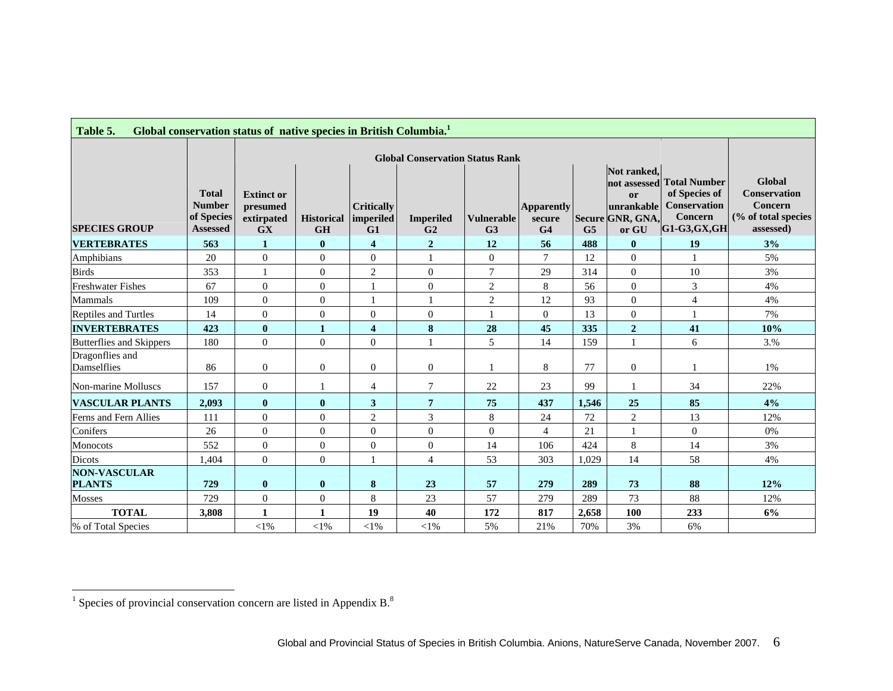**Table 5. Global conservation status of native species in British Columbia.[1]**

| SPECIES GROUP | Total Number of Species Assessed | Global Conservation Status Rank | | | | | | | | Total Number of Species of Conservation Concern G1-G3,GX,GH | Global Conservation Concern (% of total species assessed) |
|---|---|---|---|---|---|---|---|---|---|---|---|
| | | Extinct or presumed extirpated GX | Historical GH | Critically imperiled G1 | Imperiled G2 | Vulnerable G3 | Apparently secure G4 | Secure G5 | Not ranked, not assessed or unrankable GNR, GNA, or GU | | |
| **VERTEBRATES** | **563** | **1** | **0** | **4** | **2** | **12** | **56** | **488** | **0** | **19** | **3%** |
| Amphibians | 20 | 0 | 0 | 0 | 1 | 0 | 7 | 12 | 0 | 1 | 5% |
| Birds | 353 | 1 | 0 | 2 | 0 | 7 | 29 | 314 | 0 | 10 | 3% |
| Freshwater Fishes | 67 | 0 | 0 | 1 | 0 | 2 | 8 | 56 | 0 | 3 | 4% |
| Mammals | 109 | 0 | 0 | 1 | 1 | 2 | 12 | 93 | 0 | 4 | 4% |
| Reptiles and Turtles | 14 | 0 | 0 | 0 | 0 | 1 | 0 | 13 | 0 | 1 | 7% |
| **INVERTEBRATES** | **423** | **0** | **1** | **4** | **8** | **28** | **45** | **335** | **2** | **41** | **10%** |
| Butterflies and Skippers | 180 | 0 | 0 | 0 | 1 | 5 | 14 | 159 | 1 | 6 | 3.% |
| Dragonflies and Damselflies | 86 | 0 | 0 | 0 | 0 | 1 | 8 | 77 | 0 | 1 | 1% |
| Non-marine Molluscs | 157 | 0 | 1 | 4 | 7 | 22 | 23 | 99 | 1 | 34 | 22% |
| **VASCULAR PLANTS** | **2,093** | **0** | **0** | **3** | **7** | **75** | **437** | **1,546** | **25** | **85** | **4%** |
| Ferns and Fern Allies | 111 | 0 | 0 | 2 | 3 | 8 | 24 | 72 | 2 | 13 | 12% |
| Conifers | 26 | 0 | 0 | 0 | 0 | 0 | 4 | 21 | 1 | 0 | 0% |
| Monocots | 552 | 0 | 0 | 0 | 0 | 14 | 106 | 424 | 8 | 14 | 3% |
| Dicots | 1,404 | 0 | 0 | 1 | 4 | 53 | 303 | 1,029 | 14 | 58 | 4% |
| **NON-VASCULAR PLANTS** | **729** | **0** | **0** | **8** | **23** | **57** | **279** | **289** | **73** | **88** | **12%** |
| Mosses | 729 | 0 | 0 | 8 | 23 | 57 | 279 | 289 | 73 | 88 | 12% |
| **TOTAL** | **3,808** | **1** | **1** | **19** | **40** | **172** | **817** | **2,658** | **100** | **233** | **6%** |
| % of Total Species | | <1% | <1% | <1% | <1% | 5% | 21% | 70% | 3% | 6% | |

[1] Species of provincial conservation concern are listed in Appendix B.[8]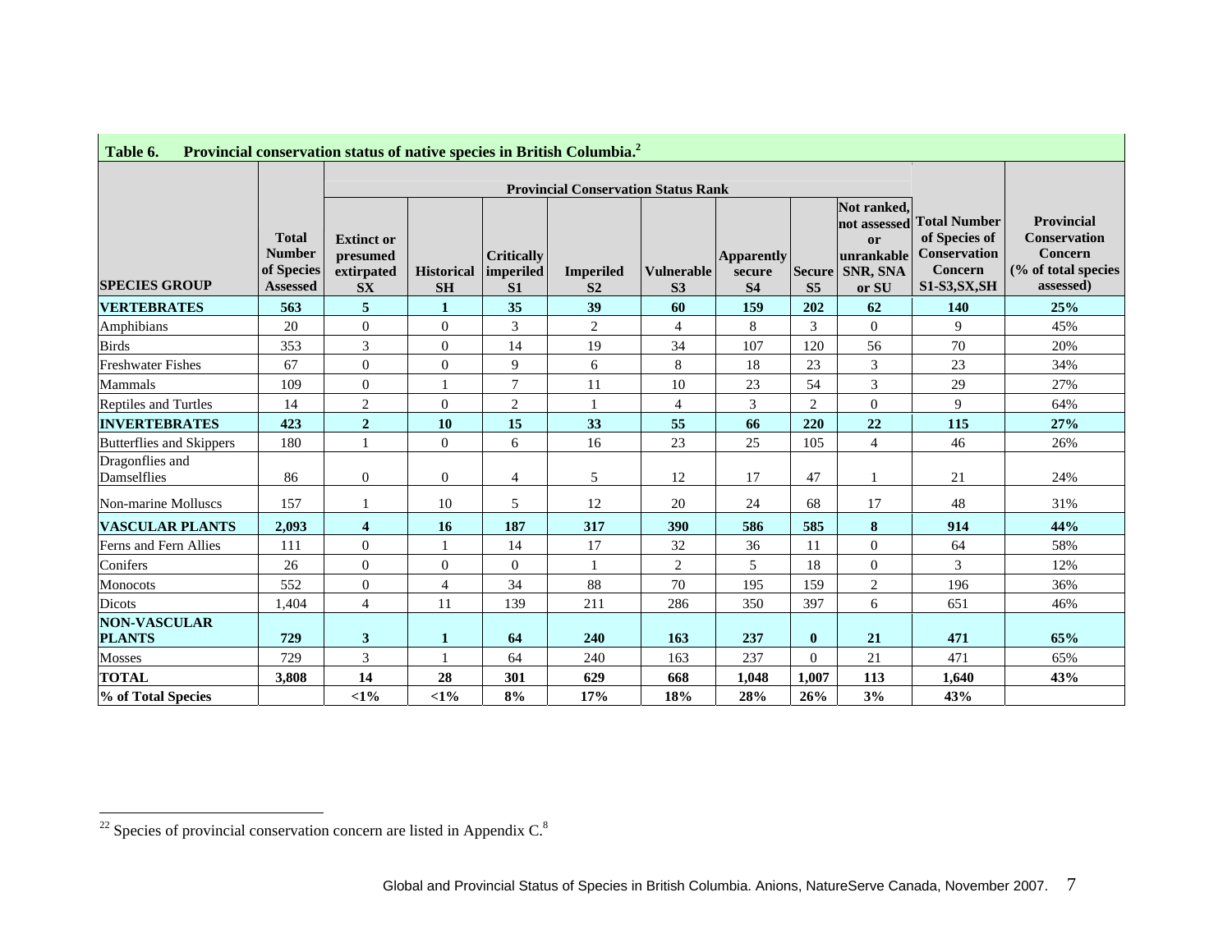**Table 6. Provincial conservation status of native species in British Columbia.[2]**

| SPECIES GROUP | Total Number of Species Assessed | Provincial Conservation Status Rank | | | | | | | | Total Number of Species of Conservation Concern S1-S3,SX,SH | Provincial Conservation Concern (% of total species assessed) |
|---|---|---|---|---|---|---|---|---|---|---|---|
| | | Extinct or presumed extirpated SX | Historical SH | Critically imperiled S1 | Imperiled S2 | Vulnerable S3 | Apparently secure S4 | Secure S5 | Not ranked, not assessed or unrankable SNR, SNA or SU | | |
| **VERTEBRATES** | **563** | **5** | **1** | **35** | **39** | **60** | **159** | **202** | **62** | **140** | **25%** |
| Amphibians | 20 | 0 | 0 | 3 | 2 | 4 | 8 | 3 | 0 | 9 | 45% |
| Birds | 353 | 3 | 0 | 14 | 19 | 34 | 107 | 120 | 56 | 70 | 20% |
| Freshwater Fishes | 67 | 0 | 0 | 9 | 6 | 8 | 18 | 23 | 3 | 23 | 34% |
| Mammals | 109 | 0 | 1 | 7 | 11 | 10 | 23 | 54 | 3 | 29 | 27% |
| Reptiles and Turtles | 14 | 2 | 0 | 2 | 1 | 4 | 3 | 2 | 0 | 9 | 64% |
| **INVERTEBRATES** | **423** | **2** | **10** | **15** | **33** | **55** | **66** | **220** | **22** | **115** | **27%** |
| Butterflies and Skippers | 180 | 1 | 0 | 6 | 16 | 23 | 25 | 105 | 4 | 46 | 26% |
| Dragonflies and Damselflies | 86 | 0 | 0 | 4 | 5 | 12 | 17 | 47 | 1 | 21 | 24% |
| Non-marine Molluscs | 157 | 1 | 10 | 5 | 12 | 20 | 24 | 68 | 17 | 48 | 31% |
| **VASCULAR PLANTS** | **2,093** | **4** | **16** | **187** | **317** | **390** | **586** | **585** | **8** | **914** | **44%** |
| Ferns and Fern Allies | 111 | 0 | 1 | 14 | 17 | 32 | 36 | 11 | 0 | 64 | 58% |
| Conifers | 26 | 0 | 0 | 0 | 1 | 2 | 5 | 18 | 0 | 3 | 12% |
| Monocots | 552 | 0 | 4 | 34 | 88 | 70 | 195 | 159 | 2 | 196 | 36% |
| Dicots | 1,404 | 4 | 11 | 139 | 211 | 286 | 350 | 397 | 6 | 651 | 46% |
| **NON-VASCULAR PLANTS** | **729** | **3** | **1** | **64** | **240** | **163** | **237** | **0** | **21** | **471** | **65%** |
| Mosses | 729 | 3 | 1 | 64 | 240 | 163 | 237 | 0 | 21 | 471 | 65% |
| **TOTAL** | **3,808** | **14** | **28** | **301** | **629** | **668** | **1,048** | **1,007** | **113** | **1,640** | **43%** |
| **% of Total Species** | | **<1%** | **<1%** | **8%** | **17%** | **18%** | **28%** | **26%** | **3%** | **43%** | |

[22] Species of provincial conservation concern are listed in Appendix C.[8]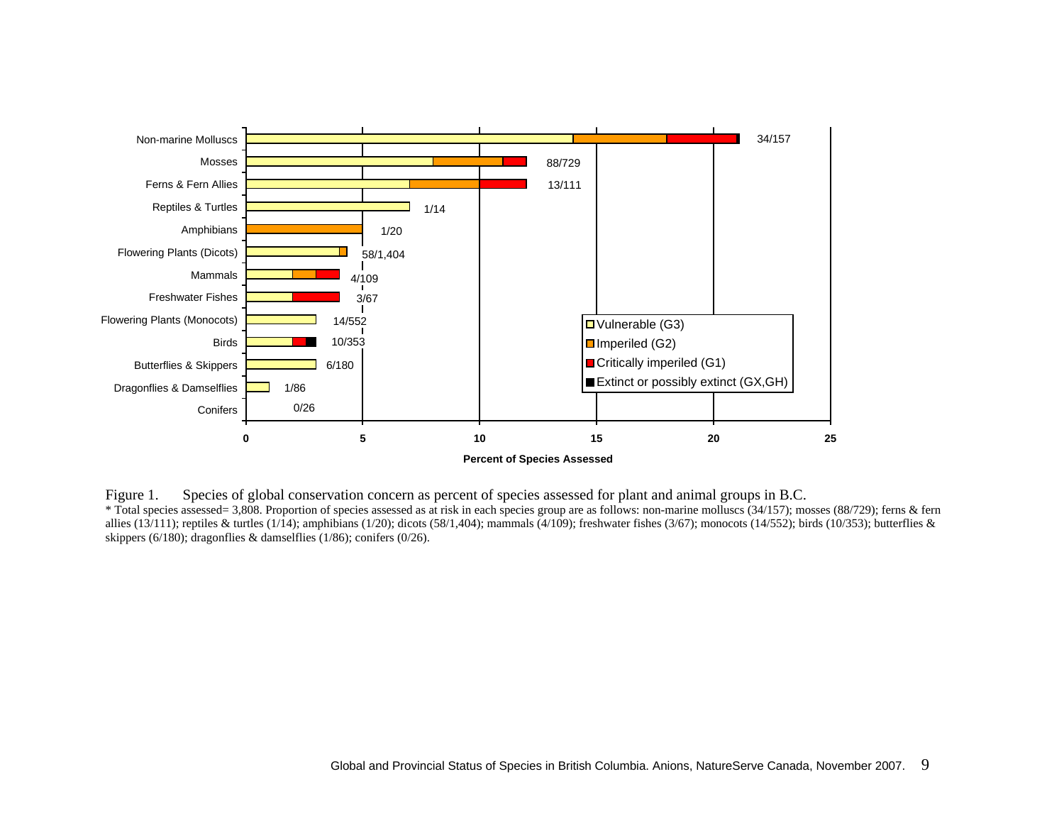Figure 1. Species of global conservation concern as percent of species assessed for plant and animal groups in B.C.

* Total species assessed= 3,808. Proportion of species assessed as at risk in each species group are as follows: non-marine molluscs (34/157); mosses (88/729); ferns & fern allies (13/111); reptiles & turtles (1/14); amphibians (1/20); dicots (58/1,404); mammals (4/109); freshwater fishes (3/67); monocots (14/552); birds (10/353); butterflies & skippers (6/180); dragonflies & damselflies (1/86); conifers (0/26).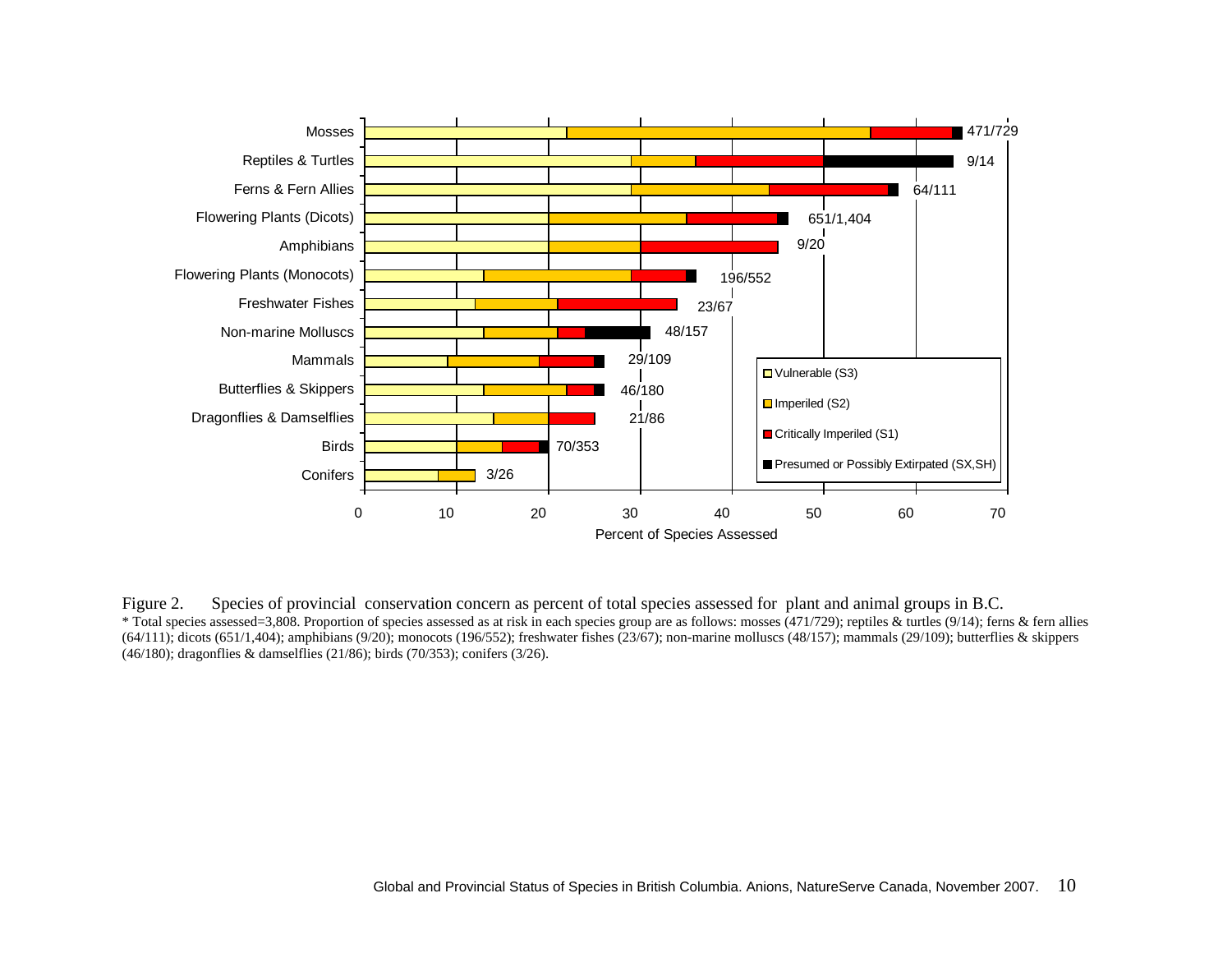Figure 2. Species of provincial conservation concern as percent of total species assessed for plant and animal groups in B.C.

* Total species assessed=3,808. Proportion of species assessed as at risk in each species group are as follows: mosses (471/729); reptiles & turtles (9/14); ferns & fern allies (64/111); dicots (651/1,404); amphibians (9/20); monocots (196/552); freshwater fishes (23/67); non-marine molluscs (48/157); mammals (29/109); butterflies & skippers (46/180); dragonflies & damselflies (21/86); birds (70/353); conifers (3/26).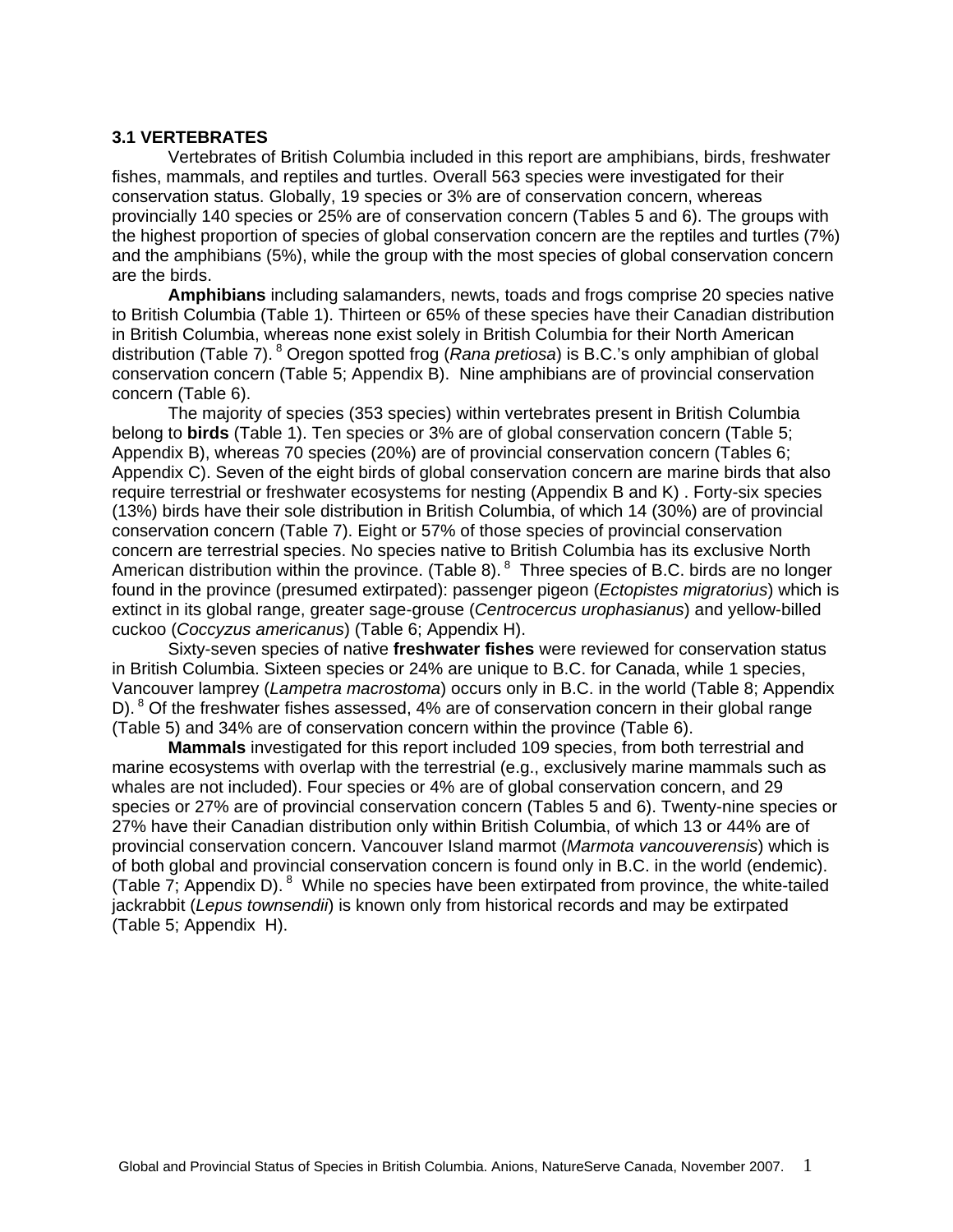### 3.1 VERTEBRATES

Vertebrates of British Columbia included in this report are amphibians, birds, freshwater fishes, mammals, and reptiles and turtles. Overall 563 species were investigated for their conservation status. Globally, 19 species or 3% are of conservation concern, whereas provincially 140 species or 25% are of conservation concern (Tables 5 and 6). The groups with the highest proportion of species of global conservation concern are the reptiles and turtles (7%) and the amphibians (5%), while the group with the most species of global conservation concern are the birds.

**Amphibians** including salamanders, newts, toads and frogs comprise 20 species native to British Columbia (Table 1). Thirteen or 65% of these species have their Canadian distribution in British Columbia, whereas none exist solely in British Columbia for their North American distribution (Table 7).[8] Oregon spotted frog (*Rana pretiosa*) is B.C.'s only amphibian of global conservation concern (Table 5; Appendix B). Nine amphibians are of provincial conservation concern (Table 6).

The majority of species (353 species) within vertebrates present in British Columbia belong to **birds** (Table 1). Ten species or 3% are of global conservation concern (Table 5; Appendix B), whereas 70 species (20%) are of provincial conservation concern (Tables 6; Appendix C). Seven of the eight birds of global conservation concern are marine birds that also require terrestrial or freshwater ecosystems for nesting (Appendix B and K) . Forty-six species (13%) birds have their sole distribution in British Columbia, of which 14 (30%) are of provincial conservation concern (Table 7). Eight or 57% of those species of provincial conservation concern are terrestrial species. No species native to British Columbia has its exclusive North American distribution within the province. (Table 8).[8] Three species of B.C. birds are no longer found in the province (presumed extirpated): passenger pigeon (*Ectopistes migratorius*) which is extinct in its global range, greater sage-grouse (*Centrocercus urophasianus*) and yellow-billed cuckoo (*Coccyzus americanus*) (Table 6; Appendix H).

Sixty-seven species of native **freshwater fishes** were reviewed for conservation status in British Columbia. Sixteen species or 24% are unique to B.C. for Canada, while 1 species, Vancouver lamprey (*Lampetra macrostoma*) occurs only in B.C. in the world (Table 8; Appendix D).[8] Of the freshwater fishes assessed, 4% are of conservation concern in their global range (Table 5) and 34% are of conservation concern within the province (Table 6).

**Mammals** investigated for this report included 109 species, from both terrestrial and marine ecosystems with overlap with the terrestrial (e.g., exclusively marine mammals such as whales are not included). Four species or 4% are of global conservation concern, and 29 species or 27% are of provincial conservation concern (Tables 5 and 6). Twenty-nine species or 27% have their Canadian distribution only within British Columbia, of which 13 or 44% are of provincial conservation concern. Vancouver Island marmot (*Marmota vancouverensis*) which is of both global and provincial conservation concern is found only in B.C. in the world (endemic). (Table 7; Appendix D).[8] While no species have been extirpated from province, the white-tailed jackrabbit (*Lepus townsendii*) is known only from historical records and may be extirpated (Table 5; Appendix H).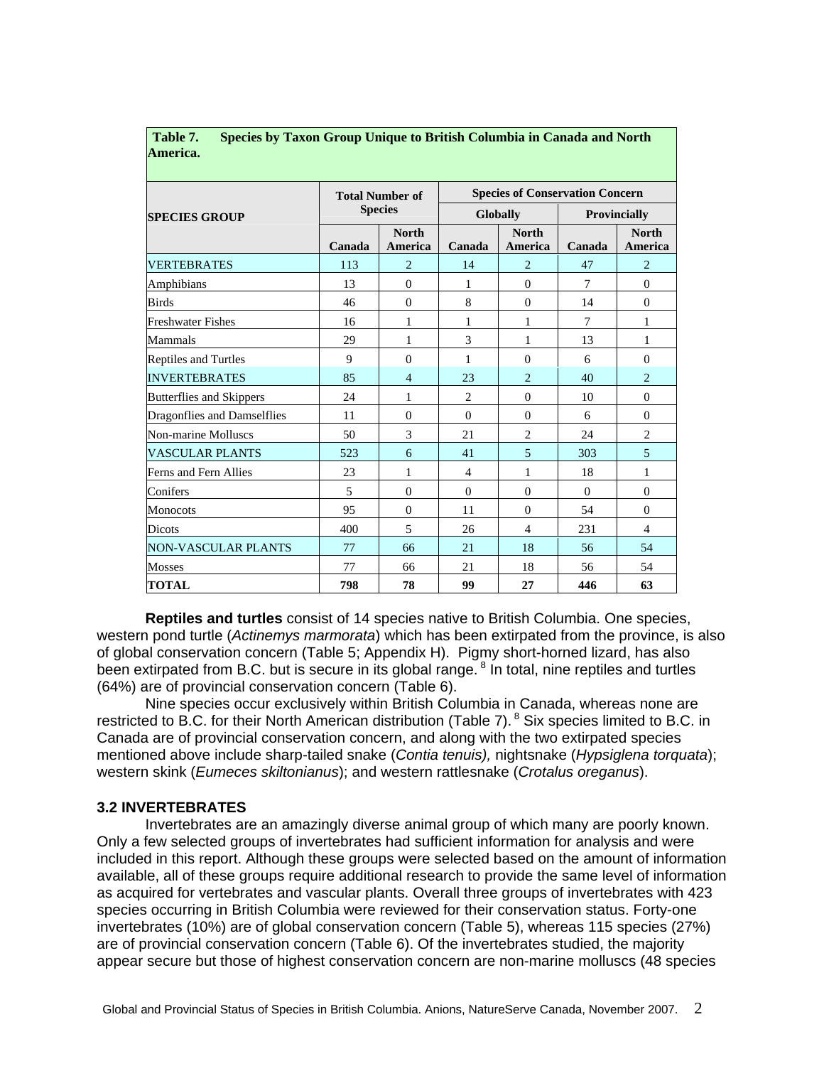| **Table 7. Species by Taxon Group Unique to British Columbia in Canada and North America.** | | | | | | |
|---|---|---|---|---|---|---|
| **SPECIES GROUP** | **Total Number of Species** | | **Species of Conservation Concern** | | | |
| | | | **Globally** | | **Provincially** | |
| | **Canada** | **North America** | **Canada** | **North America** | **Canada** | **North America** |
| VERTEBRATES | 113 | 2 | 14 | 2 | 47 | 2 |
| Amphibians | 13 | 0 | 1 | 0 | 7 | 0 |
| Birds | 46 | 0 | 8 | 0 | 14 | 0 |
| Freshwater Fishes | 16 | 1 | 1 | 1 | 7 | 1 |
| Mammals | 29 | 1 | 3 | 1 | 13 | 1 |
| Reptiles and Turtles | 9 | 0 | 1 | 0 | 6 | 0 |
| INVERTEBRATES | 85 | 4 | 23 | 2 | 40 | 2 |
| Butterflies and Skippers | 24 | 1 | 2 | 0 | 10 | 0 |
| Dragonflies and Damselflies | 11 | 0 | 0 | 0 | 6 | 0 |
| Non-marine Molluscs | 50 | 3 | 21 | 2 | 24 | 2 |
| VASCULAR PLANTS | 523 | 6 | 41 | 5 | 303 | 5 |
| Ferns and Fern Allies | 23 | 1 | 4 | 1 | 18 | 1 |
| Conifers | 5 | 0 | 0 | 0 | 0 | 0 |
| Monocots | 95 | 0 | 11 | 0 | 54 | 0 |
| Dicots | 400 | 5 | 26 | 4 | 231 | 4 |
| NON-VASCULAR PLANTS | 77 | 66 | 21 | 18 | 56 | 54 |
| Mosses | 77 | 66 | 21 | 18 | 56 | 54 |
| **TOTAL** | **798** | **78** | **99** | **27** | **446** | **63** |

**Reptiles and turtles** consist of 14 species native to British Columbia. One species, western pond turtle (*Actinemys marmorata*) which has been extirpated from the province, is also of global conservation concern (Table 5; Appendix H). Pigmy short-horned lizard, has also been extirpated from B.C. but is secure in its global range. [8] In total, nine reptiles and turtles (64%) are of provincial conservation concern (Table 6).

Nine species occur exclusively within British Columbia in Canada, whereas none are restricted to B.C. for their North American distribution (Table 7). [8] Six species limited to B.C. in Canada are of provincial conservation concern, and along with the two extirpated species mentioned above include sharp-tailed snake (*Contia tenuis),* nightsnake (*Hypsiglena torquata*); western skink (*Eumeces skiltonianus*); and western rattlesnake (*Crotalus oreganus*).

### 3.2 INVERTEBRATES

Invertebrates are an amazingly diverse animal group of which many are poorly known. Only a few selected groups of invertebrates had sufficient information for analysis and were included in this report. Although these groups were selected based on the amount of information available, all of these groups require additional research to provide the same level of information as acquired for vertebrates and vascular plants. Overall three groups of invertebrates with 423 species occurring in British Columbia were reviewed for their conservation status. Forty-one invertebrates (10%) are of global conservation concern (Table 5), whereas 115 species (27%) are of provincial conservation concern (Table 6). Of the invertebrates studied, the majority appear secure but those of highest conservation concern are non-marine molluscs (48 species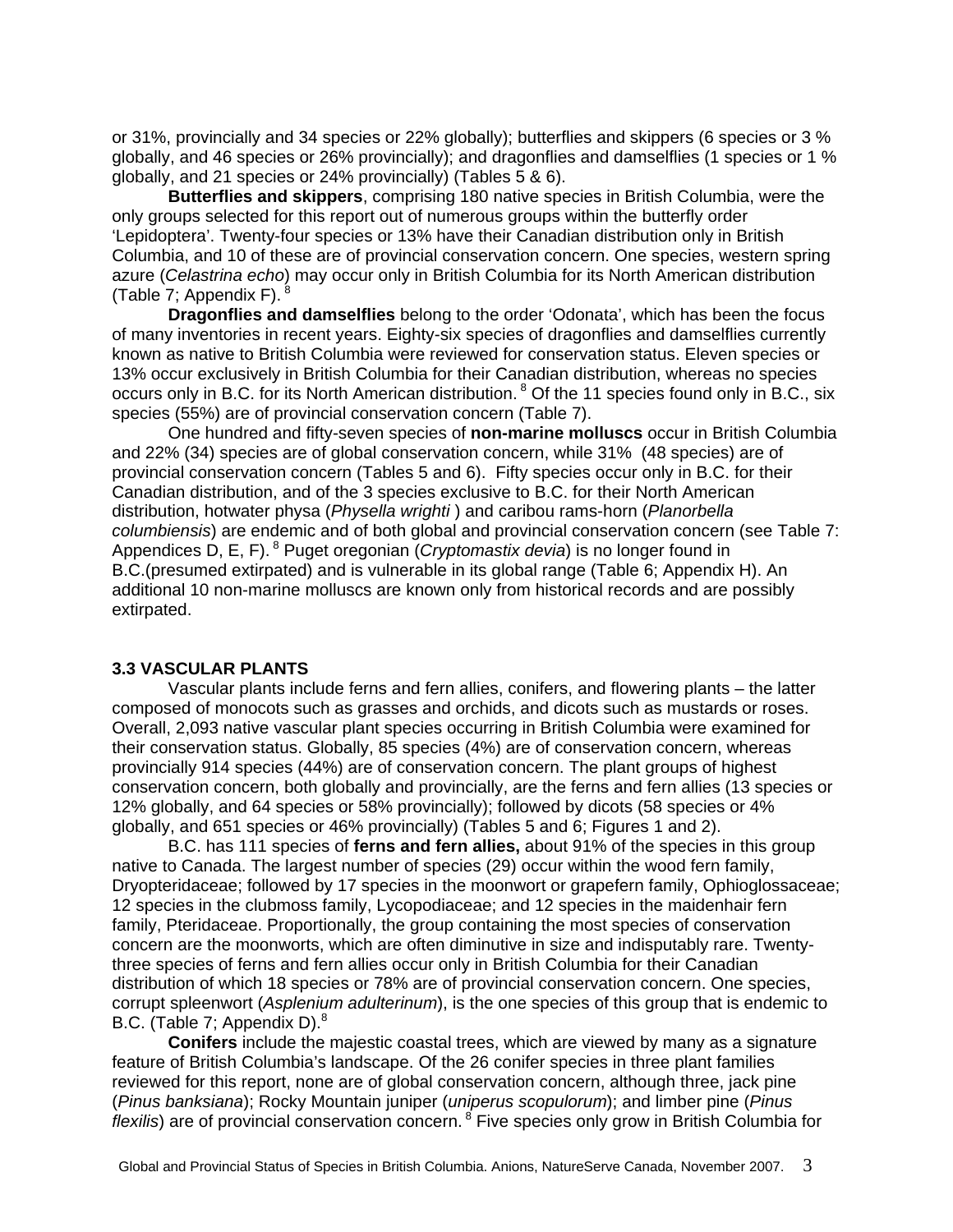or 31%, provincially and 34 species or 22% globally); butterflies and skippers (6 species or 3 % globally, and 46 species or 26% provincially); and dragonflies and damselflies (1 species or 1 % globally, and 21 species or 24% provincially) (Tables 5 & 6).

**Butterflies and skippers**, comprising 180 native species in British Columbia, were the only groups selected for this report out of numerous groups within the butterfly order 'Lepidoptera'. Twenty-four species or 13% have their Canadian distribution only in British Columbia, and 10 of these are of provincial conservation concern. One species, western spring azure (*Celastrina echo*) may occur only in British Columbia for its North American distribution (Table 7; Appendix F). [8]

**Dragonflies and damselflies** belong to the order 'Odonata', which has been the focus of many inventories in recent years. Eighty-six species of dragonflies and damselflies currently known as native to British Columbia were reviewed for conservation status. Eleven species or 13% occur exclusively in British Columbia for their Canadian distribution, whereas no species occurs only in B.C. for its North American distribution. [8] Of the 11 species found only in B.C., six species (55%) are of provincial conservation concern (Table 7).

One hundred and fifty-seven species of **non-marine molluscs** occur in British Columbia and 22% (34) species are of global conservation concern, while 31% (48 species) are of provincial conservation concern (Tables 5 and 6). Fifty species occur only in B.C. for their Canadian distribution, and of the 3 species exclusive to B.C. for their North American distribution, hotwater physa (*Physella wrighti* ) and caribou rams-horn (*Planorbella columbiensis*) are endemic and of both global and provincial conservation concern (see Table 7: Appendices D, E, F). [8] Puget oregonian (*Cryptomastix devia*) is no longer found in B.C.(presumed extirpated) and is vulnerable in its global range (Table 6; Appendix H). An additional 10 non-marine molluscs are known only from historical records and are possibly extirpated.

### 3.3 VASCULAR PLANTS

Vascular plants include ferns and fern allies, conifers, and flowering plants – the latter composed of monocots such as grasses and orchids, and dicots such as mustards or roses. Overall, 2,093 native vascular plant species occurring in British Columbia were examined for their conservation status. Globally, 85 species (4%) are of conservation concern, whereas provincially 914 species (44%) are of conservation concern. The plant groups of highest conservation concern, both globally and provincially, are the ferns and fern allies (13 species or 12% globally, and 64 species or 58% provincially); followed by dicots (58 species or 4% globally, and 651 species or 46% provincially) (Tables 5 and 6; Figures 1 and 2).

B.C. has 111 species of **ferns and fern allies,** about 91% of the species in this group native to Canada. The largest number of species (29) occur within the wood fern family, Dryopteridaceae; followed by 17 species in the moonwort or grapefern family, Ophioglossaceae; 12 species in the clubmoss family, Lycopodiaceae; and 12 species in the maidenhair fern family, Pteridaceae. Proportionally, the group containing the most species of conservation concern are the moonworts, which are often diminutive in size and indisputably rare. Twenty-three species of ferns and fern allies occur only in British Columbia for their Canadian distribution of which 18 species or 78% are of provincial conservation concern. One species, corrupt spleenwort (*Asplenium adulterinum*), is the one species of this group that is endemic to B.C. (Table 7; Appendix D).[8]

**Conifers** include the majestic coastal trees, which are viewed by many as a signature feature of British Columbia's landscape. Of the 26 conifer species in three plant families reviewed for this report, none are of global conservation concern, although three, jack pine (*Pinus banksiana*); Rocky Mountain juniper (*uniperus scopulorum*); and limber pine (*Pinus flexilis*) are of provincial conservation concern. [8] Five species only grow in British Columbia for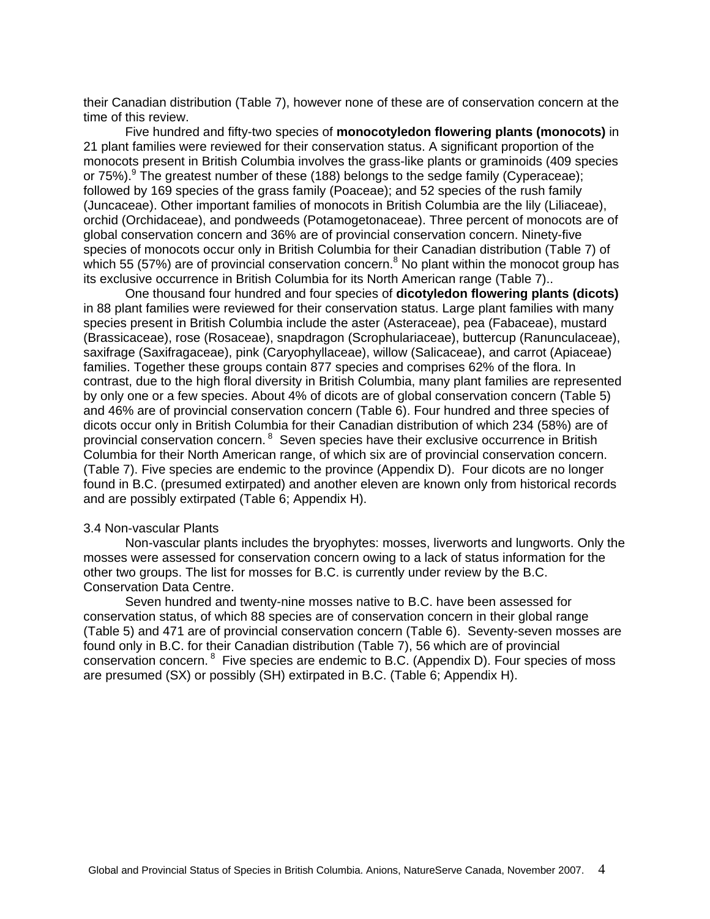their Canadian distribution (Table 7), however none of these are of conservation concern at the time of this review.

Five hundred and fifty-two species of **monocotyledon flowering plants (monocots)** in 21 plant families were reviewed for their conservation status. A significant proportion of the monocots present in British Columbia involves the grass-like plants or graminoids (409 species or 75%).[9] The greatest number of these (188) belongs to the sedge family (Cyperaceae); followed by 169 species of the grass family (Poaceae); and 52 species of the rush family (Juncaceae). Other important families of monocots in British Columbia are the lily (Liliaceae), orchid (Orchidaceae), and pondweeds (Potamogetonaceae). Three percent of monocots are of global conservation concern and 36% are of provincial conservation concern. Ninety-five species of monocots occur only in British Columbia for their Canadian distribution (Table 7) of which 55 (57%) are of provincial conservation concern.[8] No plant within the monocot group has its exclusive occurrence in British Columbia for its North American range (Table 7)..

One thousand four hundred and four species of **dicotyledon flowering plants (dicots)** in 88 plant families were reviewed for their conservation status. Large plant families with many species present in British Columbia include the aster (Asteraceae), pea (Fabaceae), mustard (Brassicaceae), rose (Rosaceae), snapdragon (Scrophulariaceae), buttercup (Ranunculaceae), saxifrage (Saxifragaceae), pink (Caryophyllaceae), willow (Salicaceae), and carrot (Apiaceae) families. Together these groups contain 877 species and comprises 62% of the flora. In contrast, due to the high floral diversity in British Columbia, many plant families are represented by only one or a few species. About 4% of dicots are of global conservation concern (Table 5) and 46% are of provincial conservation concern (Table 6). Four hundred and three species of dicots occur only in British Columbia for their Canadian distribution of which 234 (58%) are of provincial conservation concern.[8] Seven species have their exclusive occurrence in British Columbia for their North American range, of which six are of provincial conservation concern. (Table 7). Five species are endemic to the province (Appendix D). Four dicots are no longer found in B.C. (presumed extirpated) and another eleven are known only from historical records and are possibly extirpated (Table 6; Appendix H).

3.4 Non-vascular Plants

Non-vascular plants includes the bryophytes: mosses, liverworts and lungworts. Only the mosses were assessed for conservation concern owing to a lack of status information for the other two groups. The list for mosses for B.C. is currently under review by the B.C. Conservation Data Centre.

Seven hundred and twenty-nine mosses native to B.C. have been assessed for conservation status, of which 88 species are of conservation concern in their global range (Table 5) and 471 are of provincial conservation concern (Table 6). Seventy-seven mosses are found only in B.C. for their Canadian distribution (Table 7), 56 which are of provincial conservation concern.[8] Five species are endemic to B.C. (Appendix D). Four species of moss are presumed (SX) or possibly (SH) extirpated in B.C. (Table 6; Appendix H).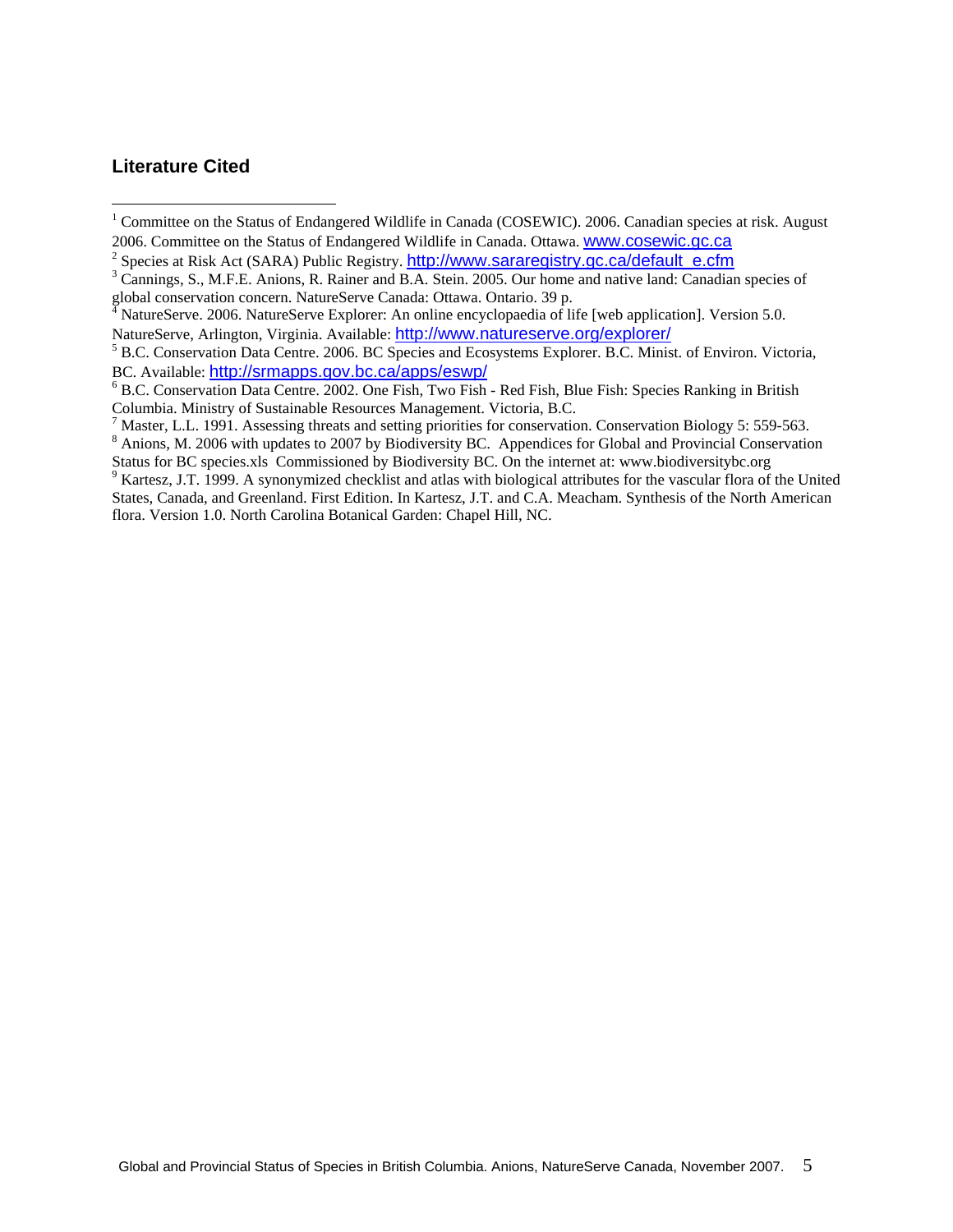## Literature Cited

[1] Committee on the Status of Endangered Wildlife in Canada (COSEWIC). 2006. Canadian species at risk. August 2006. Committee on the Status of Endangered Wildlife in Canada. Ottawa. www.cosewic.gc.ca

[2] Species at Risk Act (SARA) Public Registry. http://www.sararegistry.gc.ca/default_e.cfm

[3] Cannings, S., M.F.E. Anions, R. Rainer and B.A. Stein. 2005. Our home and native land: Canadian species of global conservation concern. NatureServe Canada: Ottawa. Ontario. 39 p.

[4] NatureServe. 2006. NatureServe Explorer: An online encyclopaedia of life [web application]. Version 5.0. NatureServe, Arlington, Virginia. Available: http://www.natureserve.org/explorer/

[5] B.C. Conservation Data Centre. 2006. BC Species and Ecosystems Explorer. B.C. Minist. of Environ. Victoria, BC. Available: http://srmapps.gov.bc.ca/apps/eswp/

[6] B.C. Conservation Data Centre. 2002. One Fish, Two Fish - Red Fish, Blue Fish: Species Ranking in British Columbia. Ministry of Sustainable Resources Management. Victoria, B.C.

[7] Master, L.L. 1991. Assessing threats and setting priorities for conservation. Conservation Biology 5: 559-563.

[8] Anions, M. 2006 with updates to 2007 by Biodiversity BC. Appendices for Global and Provincial Conservation Status for BC species.xls Commissioned by Biodiversity BC. On the internet at: www.biodiversitybc.org

[9] Kartesz, J.T. 1999. A synonymized checklist and atlas with biological attributes for the vascular flora of the United States, Canada, and Greenland. First Edition. In Kartesz, J.T. and C.A. Meacham. Synthesis of the North American flora. Version 1.0. North Carolina Botanical Garden: Chapel Hill, NC.